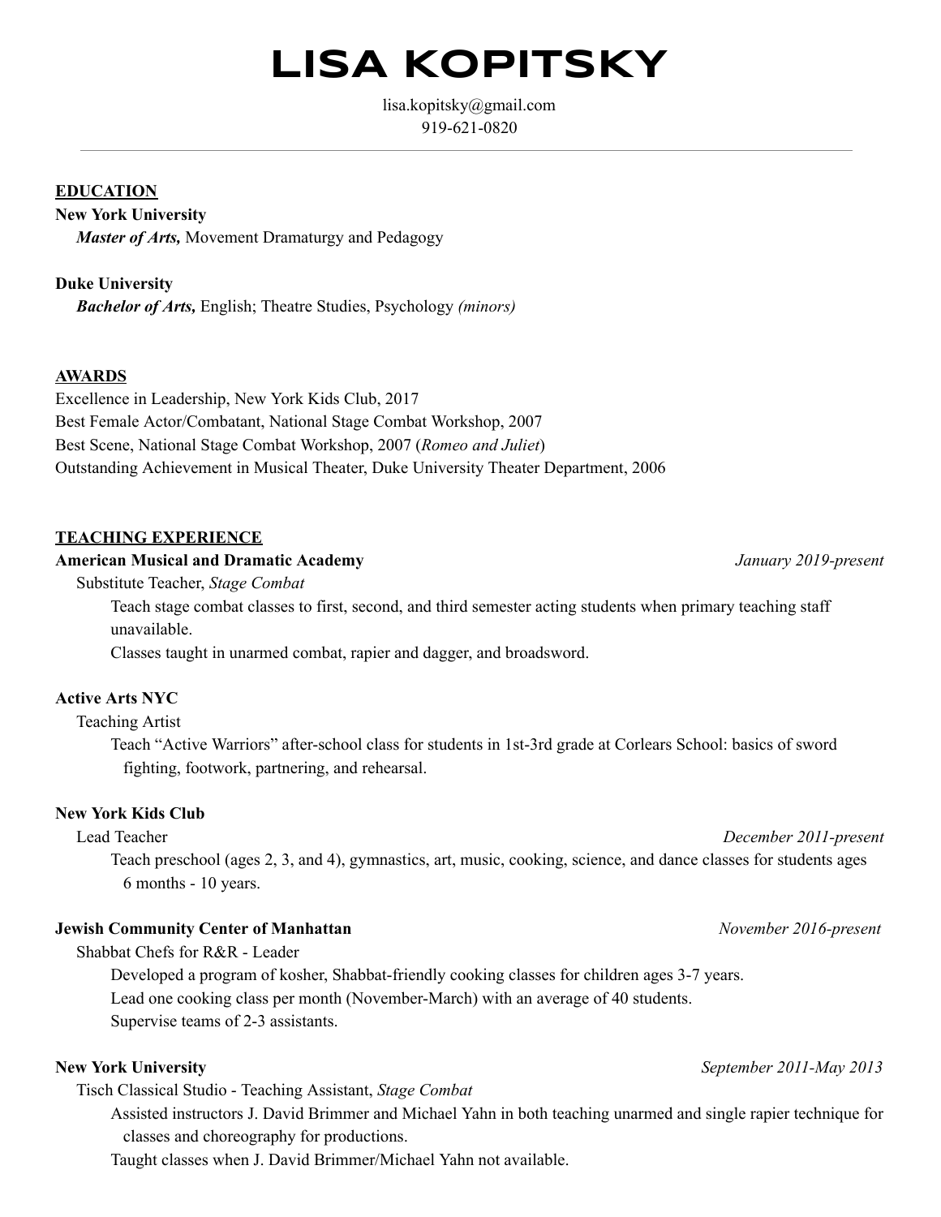# LISA KOPITSKY

lisa.kopitsky@gmail.com
919-621-0820

---

## EDUCATION

**New York University**
***Master of Arts,*** Movement Dramaturgy and Pedagogy

**Duke University**
***Bachelor of Arts,*** English; Theatre Studies, Psychology *(minors)*

## AWARDS

Excellence in Leadership, New York Kids Club, 2017
Best Female Actor/Combatant, National Stage Combat Workshop, 2007
Best Scene, National Stage Combat Workshop, 2007 (*Romeo and Juliet*)
Outstanding Achievement in Musical Theater, Duke University Theater Department, 2006

## TEACHING EXPERIENCE

**American Musical and Dramatic Academy** — *January 2019-present*
Substitute Teacher, *Stage Combat*
- Teach stage combat classes to first, second, and third semester acting students when primary teaching staff unavailable.
- Classes taught in unarmed combat, rapier and dagger, and broadsword.

**Active Arts NYC**
Teaching Artist
- Teach "Active Warriors" after-school class for students in 1st-3rd grade at Corlears School: basics of sword fighting, footwork, partnering, and rehearsal.

**New York Kids Club**
Lead Teacher — *December 2011-present*
- Teach preschool (ages 2, 3, and 4), gymnastics, art, music, cooking, science, and dance classes for students ages 6 months - 10 years.

**Jewish Community Center of Manhattan** — *November 2016-present*
Shabbat Chefs for R&R - Leader
- Developed a program of kosher, Shabbat-friendly cooking classes for children ages 3-7 years.
- Lead one cooking class per month (November-March) with an average of 40 students.
- Supervise teams of 2-3 assistants.

**New York University** — *September 2011-May 2013*
Tisch Classical Studio - Teaching Assistant, *Stage Combat*
- Assisted instructors J. David Brimmer and Michael Yahn in both teaching unarmed and single rapier technique for classes and choreography for productions.
- Taught classes when J. David Brimmer/Michael Yahn not available.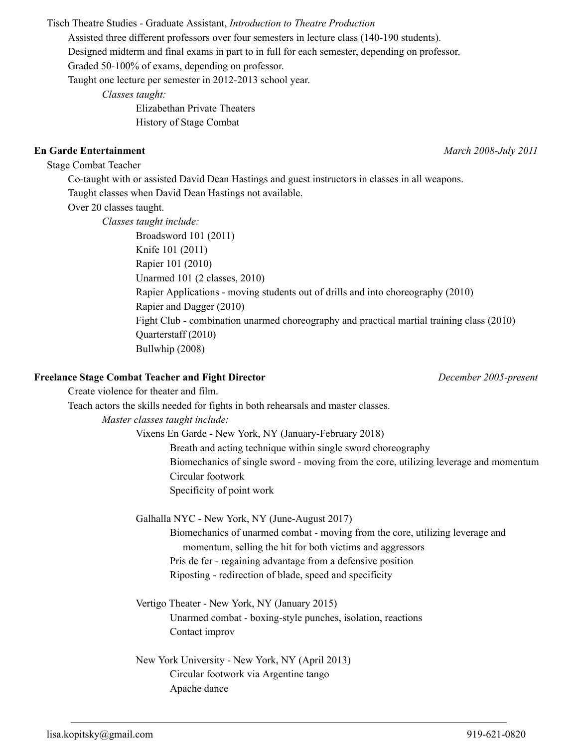Tisch Theatre Studies - Graduate Assistant, *Introduction to Theatre Production*

- Assisted three different professors over four semesters in lecture class (140-190 students).
- Designed midterm and final exams in part to in full for each semester, depending on professor.
- Graded 50-100% of exams, depending on professor.
- Taught one lecture per semester in 2012-2013 school year.
  - *Classes taught:*
    - Elizabethan Private Theaters
    - History of Stage Combat

**En Garde Entertainment** *March 2008-July 2011*

Stage Combat Teacher

- Co-taught with or assisted David Dean Hastings and guest instructors in classes in all weapons.
- Taught classes when David Dean Hastings not available.
- Over 20 classes taught.
  - *Classes taught include:*
    - Broadsword 101 (2011)
    - Knife 101 (2011)
    - Rapier 101 (2010)
    - Unarmed 101 (2 classes, 2010)
    - Rapier Applications - moving students out of drills and into choreography (2010)
    - Rapier and Dagger (2010)
    - Fight Club - combination unarmed choreography and practical martial training class (2010)
    - Quarterstaff (2010)
    - Bullwhip (2008)

**Freelance Stage Combat Teacher and Fight Director** *December 2005-present*

- Create violence for theater and film.
- Teach actors the skills needed for fights in both rehearsals and master classes.
  - *Master classes taught include:*
    - Vixens En Garde - New York, NY (January-February 2018)
      - Breath and acting technique within single sword choreography
      - Biomechanics of single sword - moving from the core, utilizing leverage and momentum
      - Circular footwork
      - Specificity of point work
    - Galhalla NYC - New York, NY (June-August 2017)
      - Biomechanics of unarmed combat - moving from the core, utilizing leverage and momentum, selling the hit for both victims and aggressors
      - Pris de fer - regaining advantage from a defensive position
      - Riposting - redirection of blade, speed and specificity
    - Vertigo Theater - New York, NY (January 2015)
      - Unarmed combat - boxing-style punches, isolation, reactions
      - Contact improv
    - New York University - New York, NY (April 2013)
      - Circular footwork via Argentine tango
      - Apache dance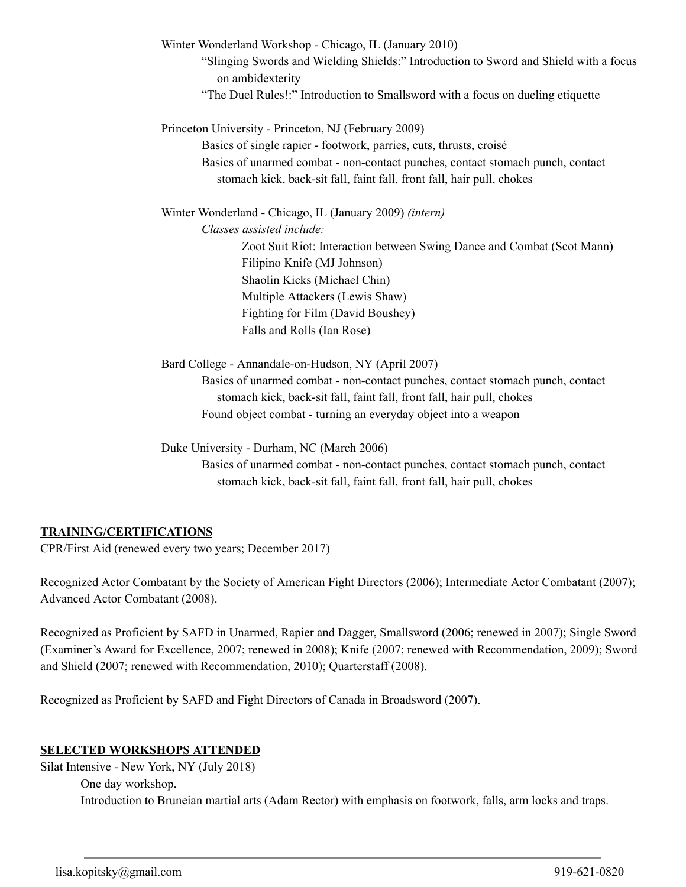Winter Wonderland Workshop - Chicago, IL (January 2010)

- "Slinging Swords and Wielding Shields:" Introduction to Sword and Shield with a focus on ambidexterity
- "The Duel Rules!:" Introduction to Smallsword with a focus on dueling etiquette

Princeton University - Princeton, NJ (February 2009)

- Basics of single rapier - footwork, parries, cuts, thrusts, croisé
- Basics of unarmed combat - non-contact punches, contact stomach punch, contact stomach kick, back-sit fall, faint fall, front fall, hair pull, chokes

Winter Wonderland - Chicago, IL (January 2009) *(intern)*

*Classes assisted include:*

- Zoot Suit Riot: Interaction between Swing Dance and Combat (Scot Mann)
- Filipino Knife (MJ Johnson)
- Shaolin Kicks (Michael Chin)
- Multiple Attackers (Lewis Shaw)
- Fighting for Film (David Boushey)
- Falls and Rolls (Ian Rose)

Bard College - Annandale-on-Hudson, NY (April 2007)

- Basics of unarmed combat - non-contact punches, contact stomach punch, contact stomach kick, back-sit fall, faint fall, front fall, hair pull, chokes
- Found object combat - turning an everyday object into a weapon

Duke University - Durham, NC (March 2006)

- Basics of unarmed combat - non-contact punches, contact stomach punch, contact stomach kick, back-sit fall, faint fall, front fall, hair pull, chokes

## TRAINING/CERTIFICATIONS

CPR/First Aid (renewed every two years; December 2017)

Recognized Actor Combatant by the Society of American Fight Directors (2006); Intermediate Actor Combatant (2007); Advanced Actor Combatant (2008).

Recognized as Proficient by SAFD in Unarmed, Rapier and Dagger, Smallsword (2006; renewed in 2007); Single Sword (Examiner's Award for Excellence, 2007; renewed in 2008); Knife (2007; renewed with Recommendation, 2009); Sword and Shield (2007; renewed with Recommendation, 2010); Quarterstaff (2008).

Recognized as Proficient by SAFD and Fight Directors of Canada in Broadsword (2007).

## SELECTED WORKSHOPS ATTENDED

Silat Intensive - New York, NY (July 2018)

- One day workshop.
- Introduction to Bruneian martial arts (Adam Rector) with emphasis on footwork, falls, arm locks and traps.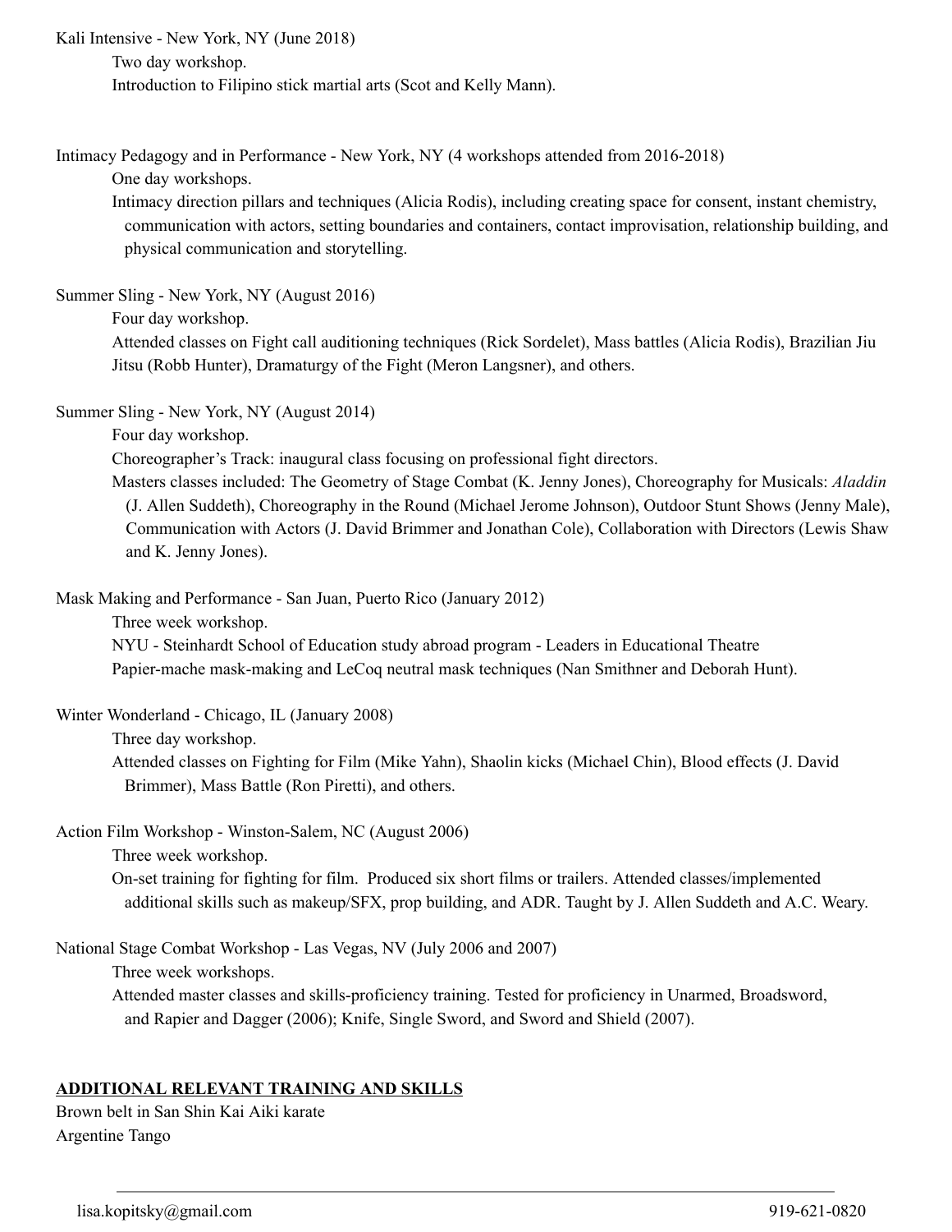Kali Intensive - New York, NY (June 2018)

Two day workshop.

Introduction to Filipino stick martial arts (Scot and Kelly Mann).

Intimacy Pedagogy and in Performance - New York, NY (4 workshops attended from 2016-2018)

One day workshops.

Intimacy direction pillars and techniques (Alicia Rodis), including creating space for consent, instant chemistry, communication with actors, setting boundaries and containers, contact improvisation, relationship building, and physical communication and storytelling.

Summer Sling - New York, NY (August 2016)

Four day workshop.

Attended classes on Fight call auditioning techniques (Rick Sordelet), Mass battles (Alicia Rodis), Brazilian Jiu Jitsu (Robb Hunter), Dramaturgy of the Fight (Meron Langsner), and others.

Summer Sling - New York, NY (August 2014)

Four day workshop.

Choreographer's Track: inaugural class focusing on professional fight directors.

Masters classes included: The Geometry of Stage Combat (K. Jenny Jones), Choreography for Musicals: *Aladdin* (J. Allen Suddeth), Choreography in the Round (Michael Jerome Johnson), Outdoor Stunt Shows (Jenny Male), Communication with Actors (J. David Brimmer and Jonathan Cole), Collaboration with Directors (Lewis Shaw and K. Jenny Jones).

Mask Making and Performance - San Juan, Puerto Rico (January 2012)

Three week workshop.

NYU - Steinhardt School of Education study abroad program - Leaders in Educational Theatre

Papier-mache mask-making and LeCoq neutral mask techniques (Nan Smithner and Deborah Hunt).

Winter Wonderland - Chicago, IL (January 2008)

Three day workshop.

Attended classes on Fighting for Film (Mike Yahn), Shaolin kicks (Michael Chin), Blood effects (J. David Brimmer), Mass Battle (Ron Piretti), and others.

Action Film Workshop - Winston-Salem, NC (August 2006)

Three week workshop.

On-set training for fighting for film. Produced six short films or trailers. Attended classes/implemented additional skills such as makeup/SFX, prop building, and ADR. Taught by J. Allen Suddeth and A.C. Weary.

National Stage Combat Workshop - Las Vegas, NV (July 2006 and 2007)

Three week workshops.

Attended master classes and skills-proficiency training. Tested for proficiency in Unarmed, Broadsword, and Rapier and Dagger (2006); Knife, Single Sword, and Sword and Shield (2007).

## ADDITIONAL RELEVANT TRAINING AND SKILLS

Brown belt in San Shin Kai Aiki karate

Argentine Tango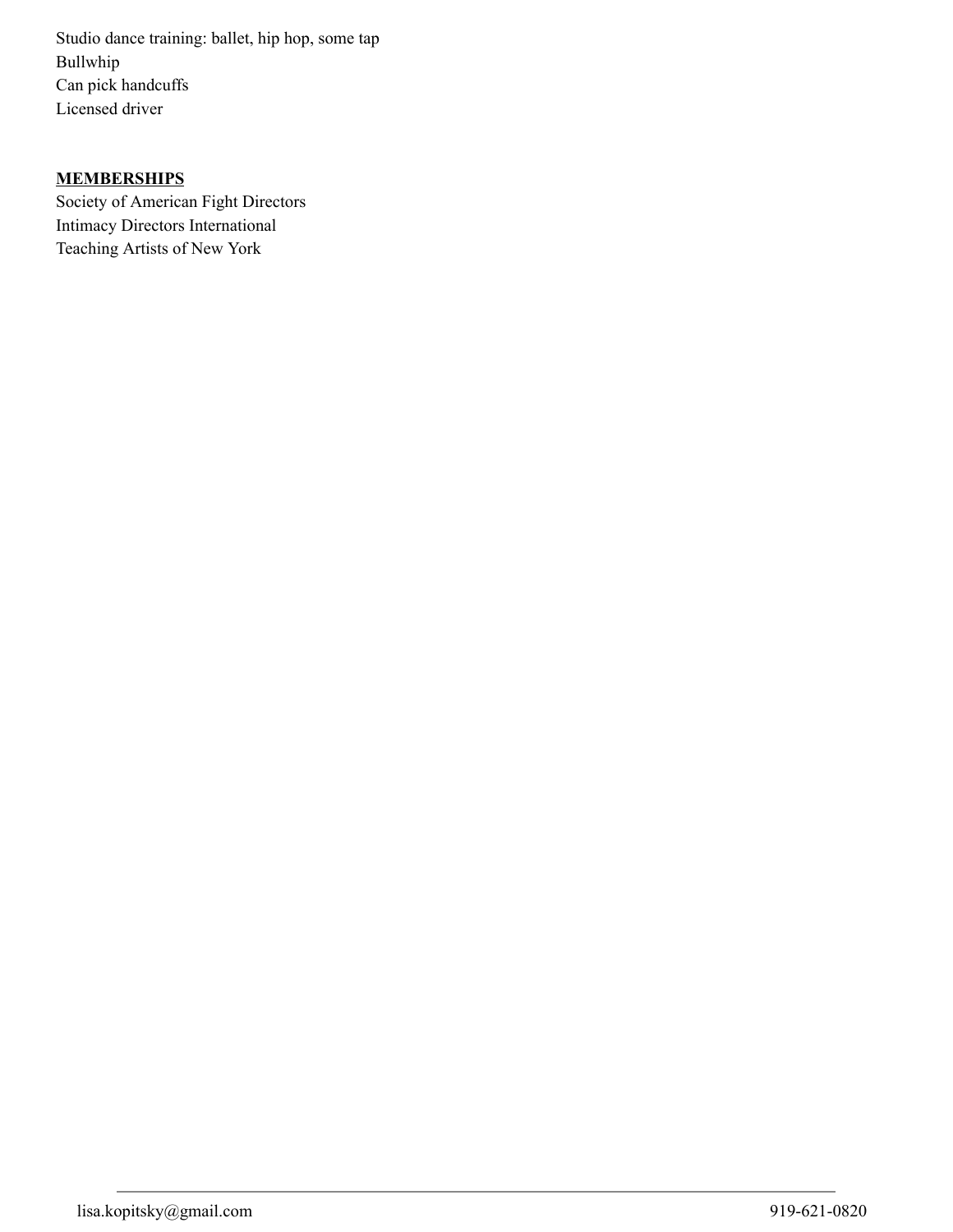Studio dance training: ballet, hip hop, some tap
Bullwhip
Can pick handcuffs
Licensed driver

**MEMBERSHIPS**

Society of American Fight Directors
Intimacy Directors International
Teaching Artists of New York

lisa.kopitsky@gmail.com 919-621-0820